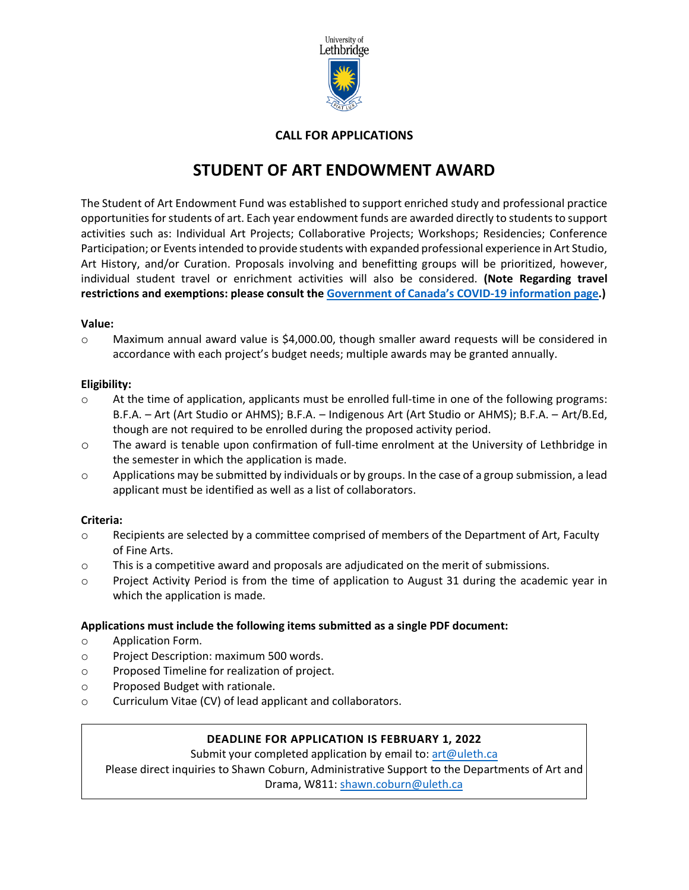University of Lethbridge

**CALL FOR APPLICATIONS**

# STUDENT OF ART ENDOWMENT AWARD

The Student of Art Endowment Fund was established to support enriched study and professional practice opportunities for students of art. Each year endowment funds are awarded directly to students to support activities such as: Individual Art Projects; Collaborative Projects; Workshops; Residencies; Conference Participation; or Events intended to provide students with expanded professional experience in Art Studio, Art History, and/or Curation. Proposals involving and benefitting groups will be prioritized, however, individual student travel or enrichment activities will also be considered. **(Note Regarding travel restrictions and exemptions: please consult the [Government of Canada's COVID-19 information page](#).)**

**Value:**

- Maximum annual award value is $4,000.00, though smaller award requests will be considered in accordance with each project's budget needs; multiple awards may be granted annually.

**Eligibility:**

- At the time of application, applicants must be enrolled full-time in one of the following programs: B.F.A. – Art (Art Studio or AHMS); B.F.A. – Indigenous Art (Art Studio or AHMS); B.F.A. – Art/B.Ed, though are not required to be enrolled during the proposed activity period.
- The award is tenable upon confirmation of full-time enrolment at the University of Lethbridge in the semester in which the application is made.
- Applications may be submitted by individuals or by groups. In the case of a group submission, a lead applicant must be identified as well as a list of collaborators.

**Criteria:**

- Recipients are selected by a committee comprised of members of the Department of Art, Faculty of Fine Arts.
- This is a competitive award and proposals are adjudicated on the merit of submissions.
- Project Activity Period is from the time of application to August 31 during the academic year in which the application is made.

**Applications must include the following items submitted as a single PDF document:**

- Application Form.
- Project Description: maximum 500 words.
- Proposed Timeline for realization of project.
- Proposed Budget with rationale.
- Curriculum Vitae (CV) of lead applicant and collaborators.

**DEADLINE FOR APPLICATION IS FEBRUARY 1, 2022**

Submit your completed application by email to: art@uleth.ca

Please direct inquiries to Shawn Coburn, Administrative Support to the Departments of Art and Drama, W811: shawn.coburn@uleth.ca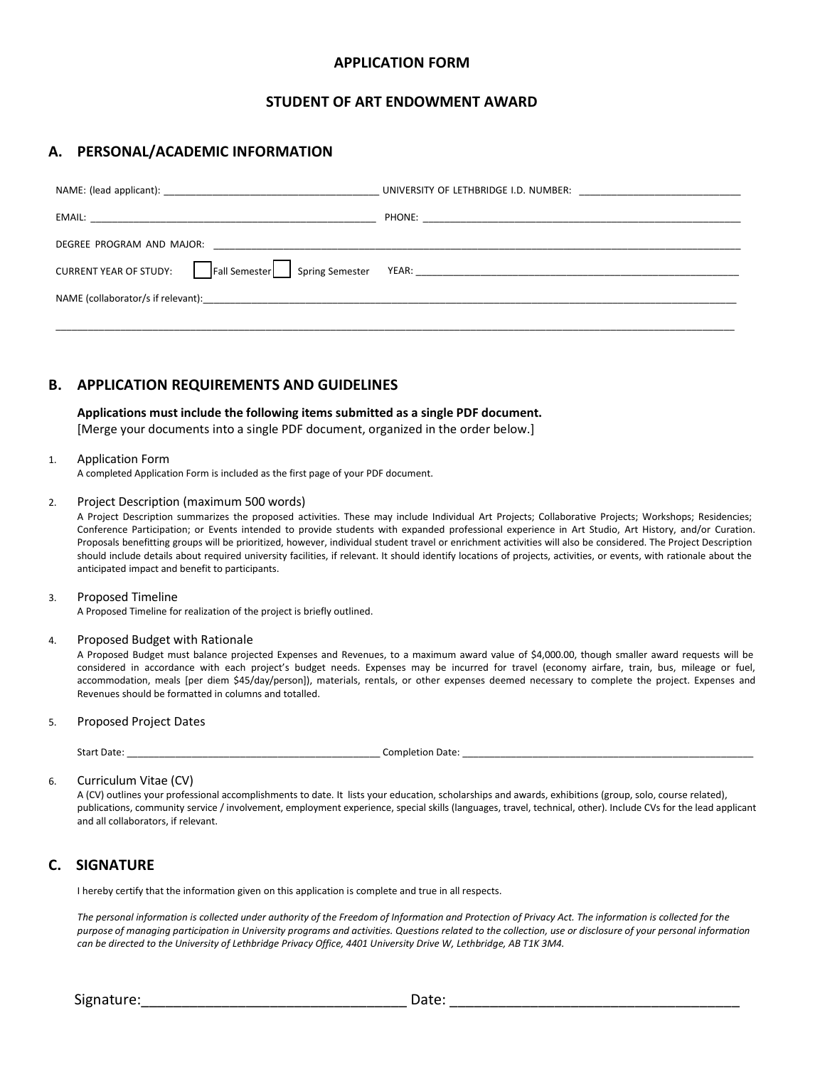**APPLICATION FORM**

**STUDENT OF ART ENDOWMENT AWARD**

## A. PERSONAL/ACADEMIC INFORMATION

NAME: (lead applicant): ______________________________________ UNIVERSITY OF LETHBRIDGE I.D. NUMBER: _____________________________

EMAIL: ____________________________________________________ PHONE: ____________________________________________________________

DEGREE PROGRAM AND MAJOR: ______________________________________________________________________________________________

CURRENT YEAR OF STUDY: ☐ Fall Semester ☐ Spring Semester YEAR: _____________________________________________________________

NAME (collaborator/s if relevant):____________________________________________________________________________________________

______________________________________________________________________________________________________________________

## B. APPLICATION REQUIREMENTS AND GUIDELINES

**Applications must include the following items submitted as a single PDF document.**
[Merge your documents into a single PDF document, organized in the order below.]

1. Application Form
   A completed Application Form is included as the first page of your PDF document.

2. Project Description (maximum 500 words)
   A Project Description summarizes the proposed activities. These may include Individual Art Projects; Collaborative Projects; Workshops; Residencies; Conference Participation; or Events intended to provide students with expanded professional experience in Art Studio, Art History, and/or Curation. Proposals benefitting groups will be prioritized, however, individual student travel or enrichment activities will also be considered. The Project Description should include details about required university facilities, if relevant. It should identify locations of projects, activities, or events, with rationale about the anticipated impact and benefit to participants.

3. Proposed Timeline
   A Proposed Timeline for realization of the project is briefly outlined.

4. Proposed Budget with Rationale
   A Proposed Budget must balance projected Expenses and Revenues, to a maximum award value of $4,000.00, though smaller award requests will be considered in accordance with each project's budget needs. Expenses may be incurred for travel (economy airfare, train, bus, mileage or fuel, accommodation, meals [per diem $45/day/person]), materials, rentals, or other expenses deemed necessary to complete the project. Expenses and Revenues should be formatted in columns and totalled.

5. Proposed Project Dates

   Start Date: _______________________________________________ Completion Date: _______________________________________________

6. Curriculum Vitae (CV)
   A (CV) outlines your professional accomplishments to date. It lists your education, scholarships and awards, exhibitions (group, solo, course related), publications, community service / involvement, employment experience, special skills (languages, travel, technical, other). Include CVs for the lead applicant and all collaborators, if relevant.

## C. SIGNATURE

I hereby certify that the information given on this application is complete and true in all respects.

*The personal information is collected under authority of the Freedom of Information and Protection of Privacy Act. The information is collected for the purpose of managing participation in University programs and activities. Questions related to the collection, use or disclosure of your personal information can be directed to the University of Lethbridge Privacy Office, 4401 University Drive W, Lethbridge, AB T1K 3M4.*

Signature:_________________________________ Date: ____________________________________